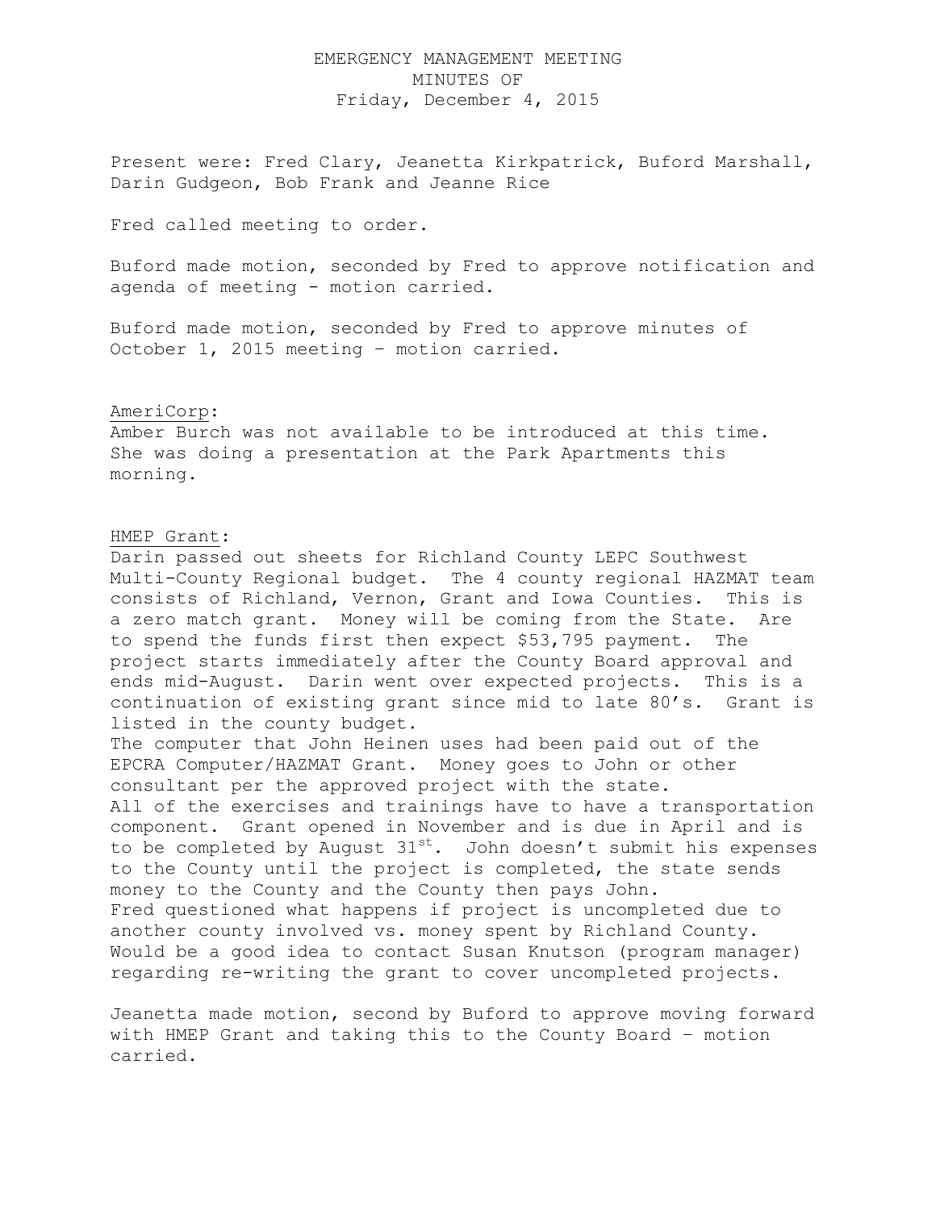# EMERGENCY MANAGEMENT MEETING
## MINUTES OF
## Friday, December 4, 2015

Present were: Fred Clary, Jeanetta Kirkpatrick, Buford Marshall, Darin Gudgeon, Bob Frank and Jeanne Rice

Fred called meeting to order.

Buford made motion, seconded by Fred to approve notification and agenda of meeting - motion carried.

Buford made motion, seconded by Fred to approve minutes of October 1, 2015 meeting – motion carried.

<u>AmeriCorp</u>:
Amber Burch was not available to be introduced at this time. She was doing a presentation at the Park Apartments this morning.

<u>HMEP Grant</u>:
Darin passed out sheets for Richland County LEPC Southwest Multi-County Regional budget. The 4 county regional HAZMAT team consists of Richland, Vernon, Grant and Iowa Counties. This is a zero match grant. Money will be coming from the State. Are to spend the funds first then expect $53,795 payment. The project starts immediately after the County Board approval and ends mid-August. Darin went over expected projects. This is a continuation of existing grant since mid to late 80's. Grant is listed in the county budget.
The computer that John Heinen uses had been paid out of the EPCRA Computer/HAZMAT Grant. Money goes to John or other consultant per the approved project with the state.
All of the exercises and trainings have to have a transportation component. Grant opened in November and is due in April and is to be completed by August 31st. John doesn't submit his expenses to the County until the project is completed, the state sends money to the County and the County then pays John.
Fred questioned what happens if project is uncompleted due to another county involved vs. money spent by Richland County. Would be a good idea to contact Susan Knutson (program manager) regarding re-writing the grant to cover uncompleted projects.

Jeanetta made motion, second by Buford to approve moving forward with HMEP Grant and taking this to the County Board – motion carried.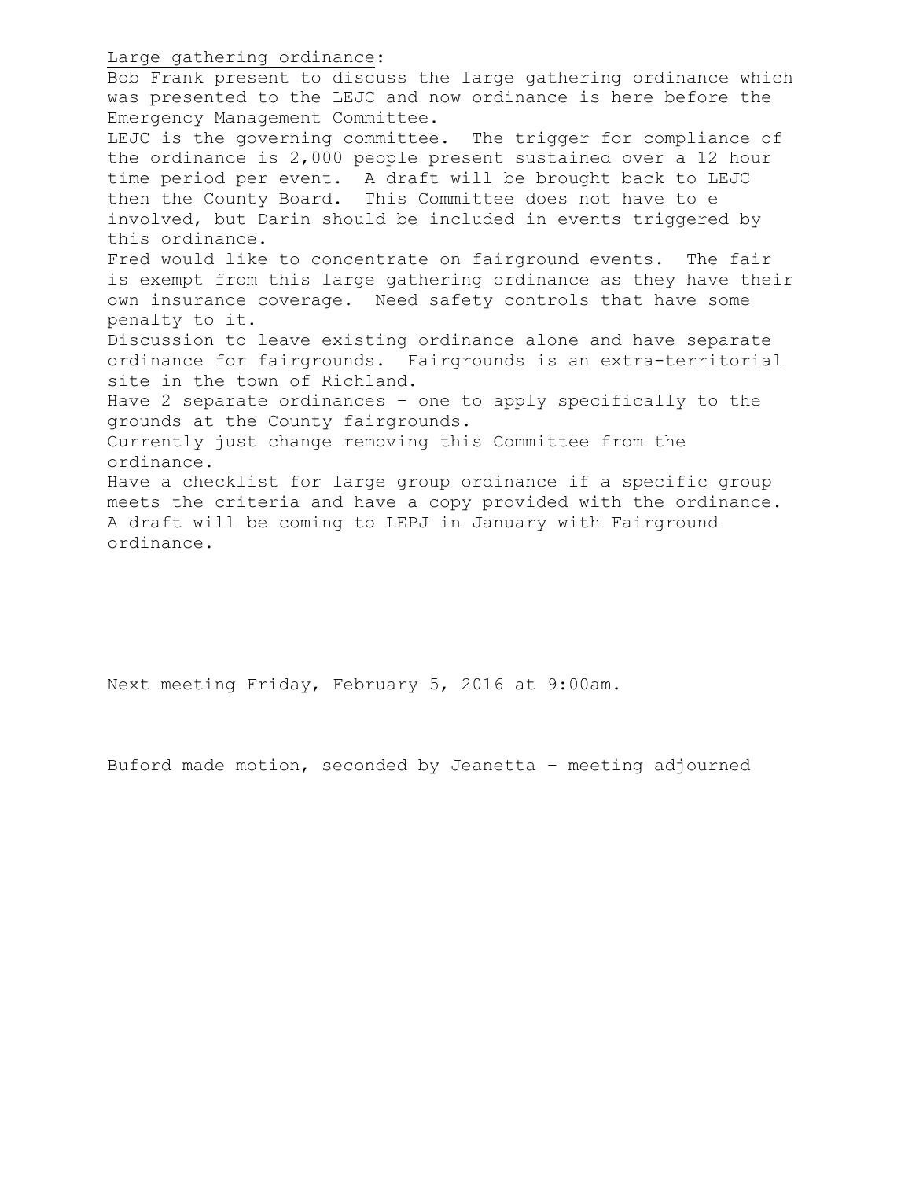<u>Large gathering ordinance</u>:

Bob Frank present to discuss the large gathering ordinance which was presented to the LEJC and now ordinance is here before the Emergency Management Committee.

LEJC is the governing committee. The trigger for compliance of the ordinance is 2,000 people present sustained over a 12 hour time period per event. A draft will be brought back to LEJC then the County Board. This Committee does not have to e involved, but Darin should be included in events triggered by this ordinance.

Fred would like to concentrate on fairground events. The fair is exempt from this large gathering ordinance as they have their own insurance coverage. Need safety controls that have some penalty to it.

Discussion to leave existing ordinance alone and have separate ordinance for fairgrounds. Fairgrounds is an extra-territorial site in the town of Richland.

Have 2 separate ordinances – one to apply specifically to the grounds at the County fairgrounds.

Currently just change removing this Committee from the ordinance.

Have a checklist for large group ordinance if a specific group meets the criteria and have a copy provided with the ordinance.

A draft will be coming to LEPJ in January with Fairground ordinance.

Next meeting Friday, February 5, 2016 at 9:00am.

Buford made motion, seconded by Jeanetta – meeting adjourned